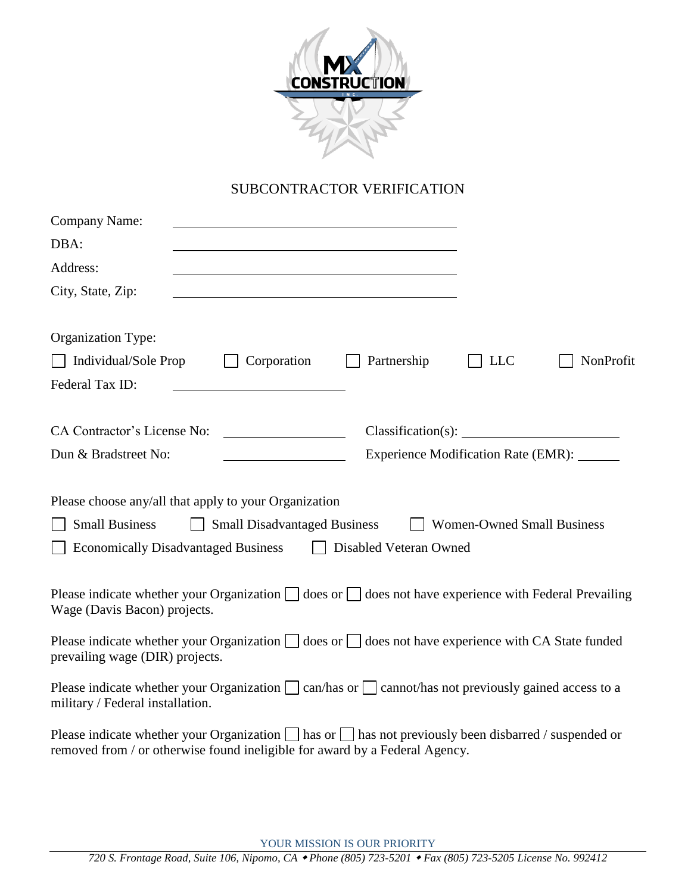# SUBCONTRACTOR VERIFICATION

Company Name: ______________________________

DBA: ______________________________

Address: ______________________________

City, State, Zip: ______________________________

Organization Type:

☐ Individual/Sole Prop ☐ Corporation ☐ Partnership ☐ LLC ☐ NonProfit

Federal Tax ID: ____________________

CA Contractor's License No: ______________ Classification(s): ____________________

Dun & Bradstreet No: ______________ Experience Modification Rate (EMR): ______

Please choose any/all that apply to your Organization

☐ Small Business ☐ Small Disadvantaged Business ☐ Women-Owned Small Business

☐ Economically Disadvantaged Business ☐ Disabled Veteran Owned

Please indicate whether your Organization ☐ does or ☐ does not have experience with Federal Prevailing Wage (Davis Bacon) projects.

Please indicate whether your Organization ☐ does or ☐ does not have experience with CA State funded prevailing wage (DIR) projects.

Please indicate whether your Organization ☐ can/has or ☐ cannot/has not previously gained access to a military / Federal installation.

Please indicate whether your Organization ☐ has or ☐ has not previously been disbarred / suspended or removed from / or otherwise found ineligible for award by a Federal Agency.

YOUR MISSION IS OUR PRIORITY

*720 S. Frontage Road, Suite 106, Nipomo, CA • Phone (805) 723-5201 • Fax (805) 723-5205 License No. 992412*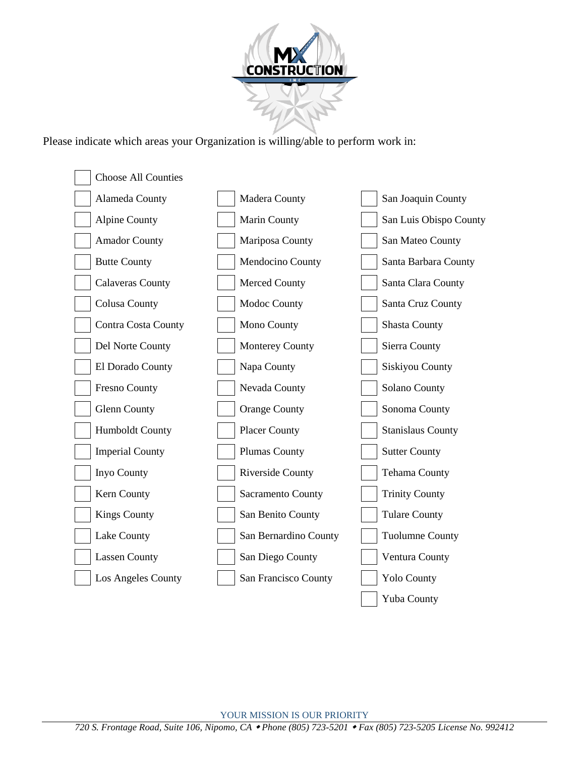Please indicate which areas your Organization is willing/able to perform work in:

- ☐ Choose All Counties
- ☐ Alameda County
- ☐ Alpine County
- ☐ Amador County
- ☐ Butte County
- ☐ Calaveras County
- ☐ Colusa County
- ☐ Contra Costa County
- ☐ Del Norte County
- ☐ El Dorado County
- ☐ Fresno County
- ☐ Glenn County
- ☐ Humboldt County
- ☐ Imperial County
- ☐ Inyo County
- ☐ Kern County
- ☐ Kings County
- ☐ Lake County
- ☐ Lassen County
- ☐ Los Angeles County
- ☐ Madera County
- ☐ Marin County
- ☐ Mariposa County
- ☐ Mendocino County
- ☐ Merced County
- ☐ Modoc County
- ☐ Mono County
- ☐ Monterey County
- ☐ Napa County
- ☐ Nevada County
- ☐ Orange County
- ☐ Placer County
- ☐ Plumas County
- ☐ Riverside County
- ☐ Sacramento County
- ☐ San Benito County
- ☐ San Bernardino County
- ☐ San Diego County
- ☐ San Francisco County
- ☐ San Joaquin County
- ☐ San Luis Obispo County
- ☐ San Mateo County
- ☐ Santa Barbara County
- ☐ Santa Clara County
- ☐ Santa Cruz County
- ☐ Shasta County
- ☐ Sierra County
- ☐ Siskiyou County
- ☐ Solano County
- ☐ Sonoma County
- ☐ Stanislaus County
- ☐ Sutter County
- ☐ Tehama County
- ☐ Trinity County
- ☐ Tulare County
- ☐ Tuolumne County
- ☐ Ventura County
- ☐ Yolo County
- ☐ Yuba County

YOUR MISSION IS OUR PRIORITY

*720 S. Frontage Road, Suite 106, Nipomo, CA ◆ Phone (805) 723-5201 ◆ Fax (805) 723-5205 License No. 992412*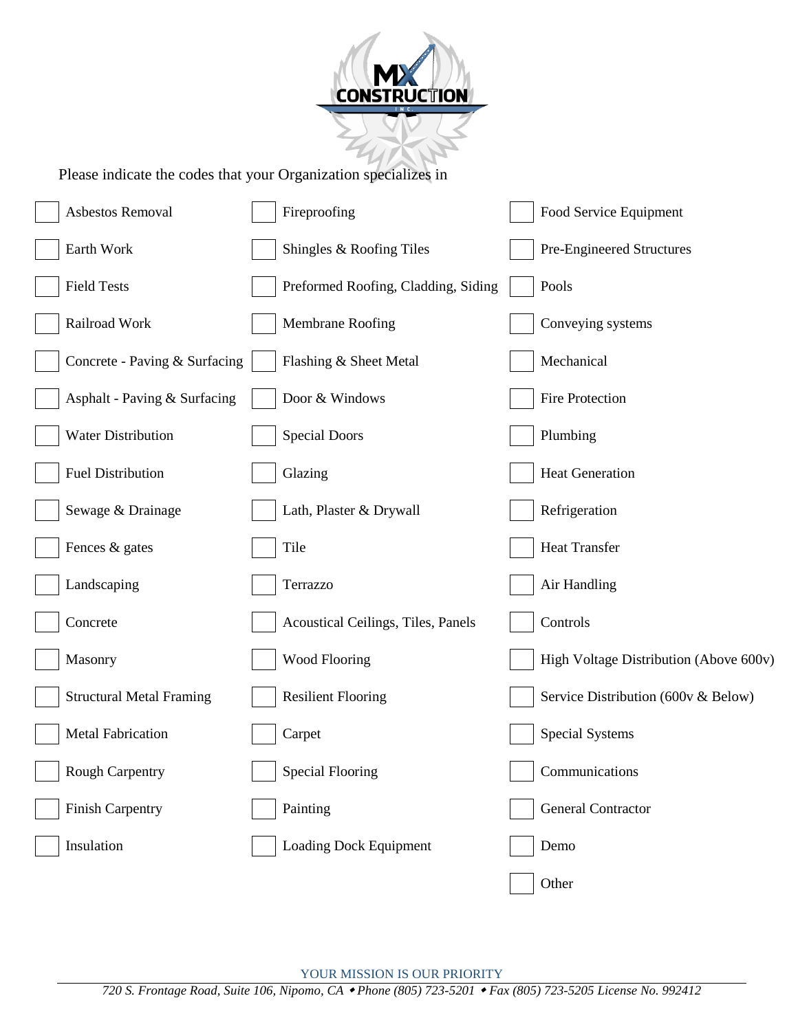Please indicate the codes that your Organization specializes in

| | | |
|---|---|---|
| ☐ Asbestos Removal | ☐ Fireproofing | ☐ Food Service Equipment |
| ☐ Earth Work | ☐ Shingles & Roofing Tiles | ☐ Pre-Engineered Structures |
| ☐ Field Tests | ☐ Preformed Roofing, Cladding, Siding | ☐ Pools |
| ☐ Railroad Work | ☐ Membrane Roofing | ☐ Conveying systems |
| ☐ Concrete - Paving & Surfacing | ☐ Flashing & Sheet Metal | ☐ Mechanical |
| ☐ Asphalt - Paving & Surfacing | ☐ Door & Windows | ☐ Fire Protection |
| ☐ Water Distribution | ☐ Special Doors | ☐ Plumbing |
| ☐ Fuel Distribution | ☐ Glazing | ☐ Heat Generation |
| ☐ Sewage & Drainage | ☐ Lath, Plaster & Drywall | ☐ Refrigeration |
| ☐ Fences & gates | ☐ Tile | ☐ Heat Transfer |
| ☐ Landscaping | ☐ Terrazzo | ☐ Air Handling |
| ☐ Concrete | ☐ Acoustical Ceilings, Tiles, Panels | ☐ Controls |
| ☐ Masonry | ☐ Wood Flooring | ☐ High Voltage Distribution (Above 600v) |
| ☐ Structural Metal Framing | ☐ Resilient Flooring | ☐ Service Distribution (600v & Below) |
| ☐ Metal Fabrication | ☐ Carpet | ☐ Special Systems |
| ☐ Rough Carpentry | ☐ Special Flooring | ☐ Communications |
| ☐ Finish Carpentry | ☐ Painting | ☐ General Contractor |
| ☐ Insulation | ☐ Loading Dock Equipment | ☐ Demo |
| | | ☐ Other |

YOUR MISSION IS OUR PRIORITY

*720 S. Frontage Road, Suite 106, Nipomo, CA • Phone (805) 723-5201 • Fax (805) 723-5205 License No. 992412*